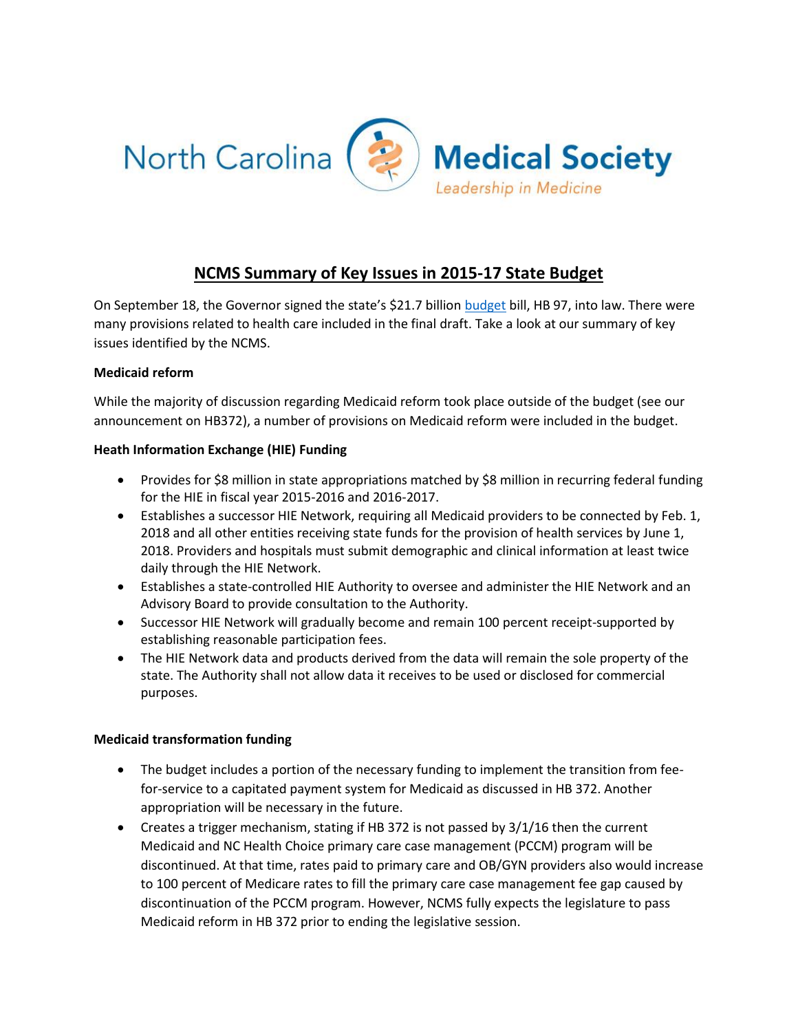# NCMS Summary of Key Issues in 2015-17 State Budget

On September 18, the Governor signed the state's $21.7 billion budget bill, HB 97, into law. There were many provisions related to health care included in the final draft. Take a look at our summary of key issues identified by the NCMS.

**Medicaid reform**

While the majority of discussion regarding Medicaid reform took place outside of the budget (see our announcement on HB372), a number of provisions on Medicaid reform were included in the budget.

**Heath Information Exchange (HIE) Funding**

- Provides for $8 million in state appropriations matched by $8 million in recurring federal funding for the HIE in fiscal year 2015-2016 and 2016-2017.
- Establishes a successor HIE Network, requiring all Medicaid providers to be connected by Feb. 1, 2018 and all other entities receiving state funds for the provision of health services by June 1, 2018. Providers and hospitals must submit demographic and clinical information at least twice daily through the HIE Network.
- Establishes a state-controlled HIE Authority to oversee and administer the HIE Network and an Advisory Board to provide consultation to the Authority.
- Successor HIE Network will gradually become and remain 100 percent receipt-supported by establishing reasonable participation fees.
- The HIE Network data and products derived from the data will remain the sole property of the state. The Authority shall not allow data it receives to be used or disclosed for commercial purposes.

**Medicaid transformation funding**

- The budget includes a portion of the necessary funding to implement the transition from fee-for-service to a capitated payment system for Medicaid as discussed in HB 372. Another appropriation will be necessary in the future.
- Creates a trigger mechanism, stating if HB 372 is not passed by 3/1/16 then the current Medicaid and NC Health Choice primary care case management (PCCM) program will be discontinued. At that time, rates paid to primary care and OB/GYN providers also would increase to 100 percent of Medicare rates to fill the primary care case management fee gap caused by discontinuation of the PCCM program. However, NCMS fully expects the legislature to pass Medicaid reform in HB 372 prior to ending the legislative session.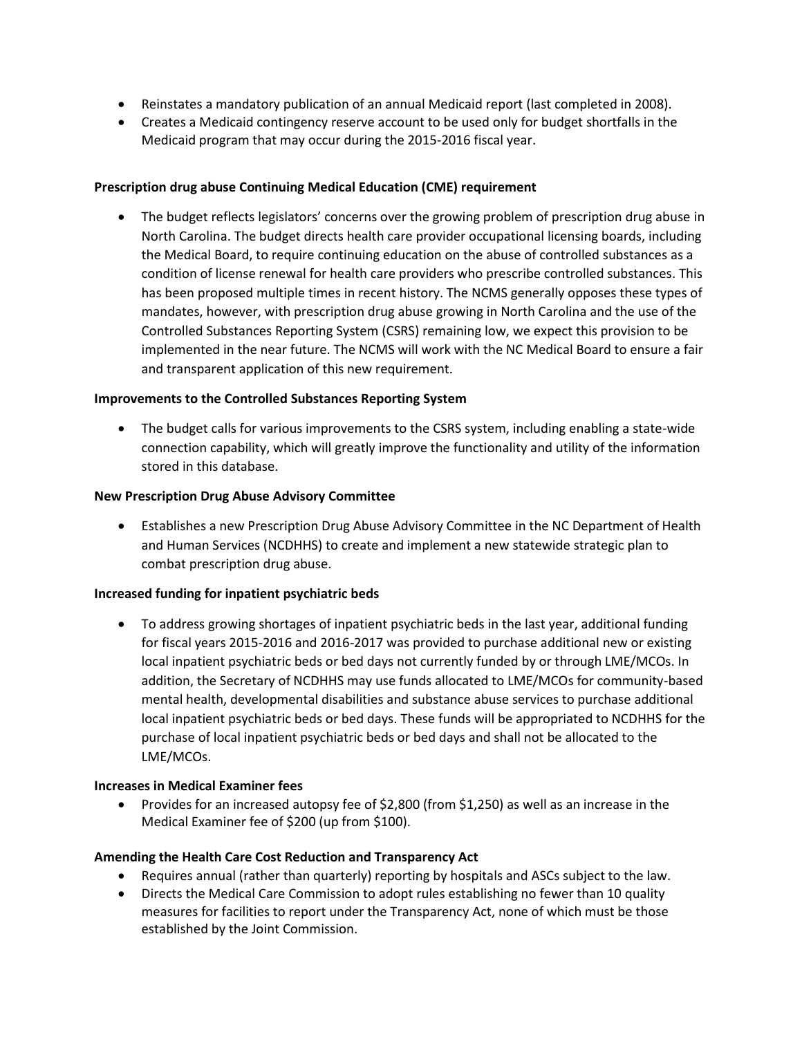- Reinstates a mandatory publication of an annual Medicaid report (last completed in 2008).
- Creates a Medicaid contingency reserve account to be used only for budget shortfalls in the Medicaid program that may occur during the 2015-2016 fiscal year.

**Prescription drug abuse Continuing Medical Education (CME) requirement**

- The budget reflects legislators' concerns over the growing problem of prescription drug abuse in North Carolina. The budget directs health care provider occupational licensing boards, including the Medical Board, to require continuing education on the abuse of controlled substances as a condition of license renewal for health care providers who prescribe controlled substances. This has been proposed multiple times in recent history. The NCMS generally opposes these types of mandates, however, with prescription drug abuse growing in North Carolina and the use of the Controlled Substances Reporting System (CSRS) remaining low, we expect this provision to be implemented in the near future. The NCMS will work with the NC Medical Board to ensure a fair and transparent application of this new requirement.

**Improvements to the Controlled Substances Reporting System**

- The budget calls for various improvements to the CSRS system, including enabling a state-wide connection capability, which will greatly improve the functionality and utility of the information stored in this database.

**New Prescription Drug Abuse Advisory Committee**

- Establishes a new Prescription Drug Abuse Advisory Committee in the NC Department of Health and Human Services (NCDHHS) to create and implement a new statewide strategic plan to combat prescription drug abuse.

**Increased funding for inpatient psychiatric beds**

- To address growing shortages of inpatient psychiatric beds in the last year, additional funding for fiscal years 2015-2016 and 2016-2017 was provided to purchase additional new or existing local inpatient psychiatric beds or bed days not currently funded by or through LME/MCOs. In addition, the Secretary of NCDHHS may use funds allocated to LME/MCOs for community-based mental health, developmental disabilities and substance abuse services to purchase additional local inpatient psychiatric beds or bed days. These funds will be appropriated to NCDHHS for the purchase of local inpatient psychiatric beds or bed days and shall not be allocated to the LME/MCOs.

**Increases in Medical Examiner fees**

- Provides for an increased autopsy fee of $2,800 (from $1,250) as well as an increase in the Medical Examiner fee of $200 (up from $100).

**Amending the Health Care Cost Reduction and Transparency Act**

- Requires annual (rather than quarterly) reporting by hospitals and ASCs subject to the law.
- Directs the Medical Care Commission to adopt rules establishing no fewer than 10 quality measures for facilities to report under the Transparency Act, none of which must be those established by the Joint Commission.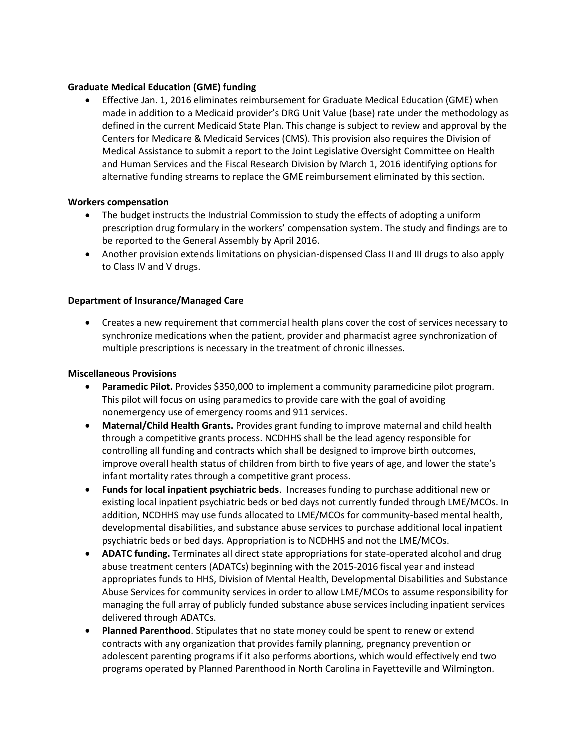**Graduate Medical Education (GME) funding**

- Effective Jan. 1, 2016 eliminates reimbursement for Graduate Medical Education (GME) when made in addition to a Medicaid provider's DRG Unit Value (base) rate under the methodology as defined in the current Medicaid State Plan. This change is subject to review and approval by the Centers for Medicare & Medicaid Services (CMS). This provision also requires the Division of Medical Assistance to submit a report to the Joint Legislative Oversight Committee on Health and Human Services and the Fiscal Research Division by March 1, 2016 identifying options for alternative funding streams to replace the GME reimbursement eliminated by this section.

**Workers compensation**

- The budget instructs the Industrial Commission to study the effects of adopting a uniform prescription drug formulary in the workers' compensation system. The study and findings are to be reported to the General Assembly by April 2016.
- Another provision extends limitations on physician-dispensed Class II and III drugs to also apply to Class IV and V drugs.

**Department of Insurance/Managed Care**

- Creates a new requirement that commercial health plans cover the cost of services necessary to synchronize medications when the patient, provider and pharmacist agree synchronization of multiple prescriptions is necessary in the treatment of chronic illnesses.

**Miscellaneous Provisions**

- **Paramedic Pilot.** Provides $350,000 to implement a community paramedicine pilot program. This pilot will focus on using paramedics to provide care with the goal of avoiding nonemergency use of emergency rooms and 911 services.
- **Maternal/Child Health Grants.** Provides grant funding to improve maternal and child health through a competitive grants process. NCDHHS shall be the lead agency responsible for controlling all funding and contracts which shall be designed to improve birth outcomes, improve overall health status of children from birth to five years of age, and lower the state's infant mortality rates through a competitive grant process.
- **Funds for local inpatient psychiatric beds**. Increases funding to purchase additional new or existing local inpatient psychiatric beds or bed days not currently funded through LME/MCOs. In addition, NCDHHS may use funds allocated to LME/MCOs for community-based mental health, developmental disabilities, and substance abuse services to purchase additional local inpatient psychiatric beds or bed days. Appropriation is to NCDHHS and not the LME/MCOs.
- **ADATC funding.** Terminates all direct state appropriations for state-operated alcohol and drug abuse treatment centers (ADATCs) beginning with the 2015-2016 fiscal year and instead appropriates funds to HHS, Division of Mental Health, Developmental Disabilities and Substance Abuse Services for community services in order to allow LME/MCOs to assume responsibility for managing the full array of publicly funded substance abuse services including inpatient services delivered through ADATCs.
- **Planned Parenthood**. Stipulates that no state money could be spent to renew or extend contracts with any organization that provides family planning, pregnancy prevention or adolescent parenting programs if it also performs abortions, which would effectively end two programs operated by Planned Parenthood in North Carolina in Fayetteville and Wilmington.